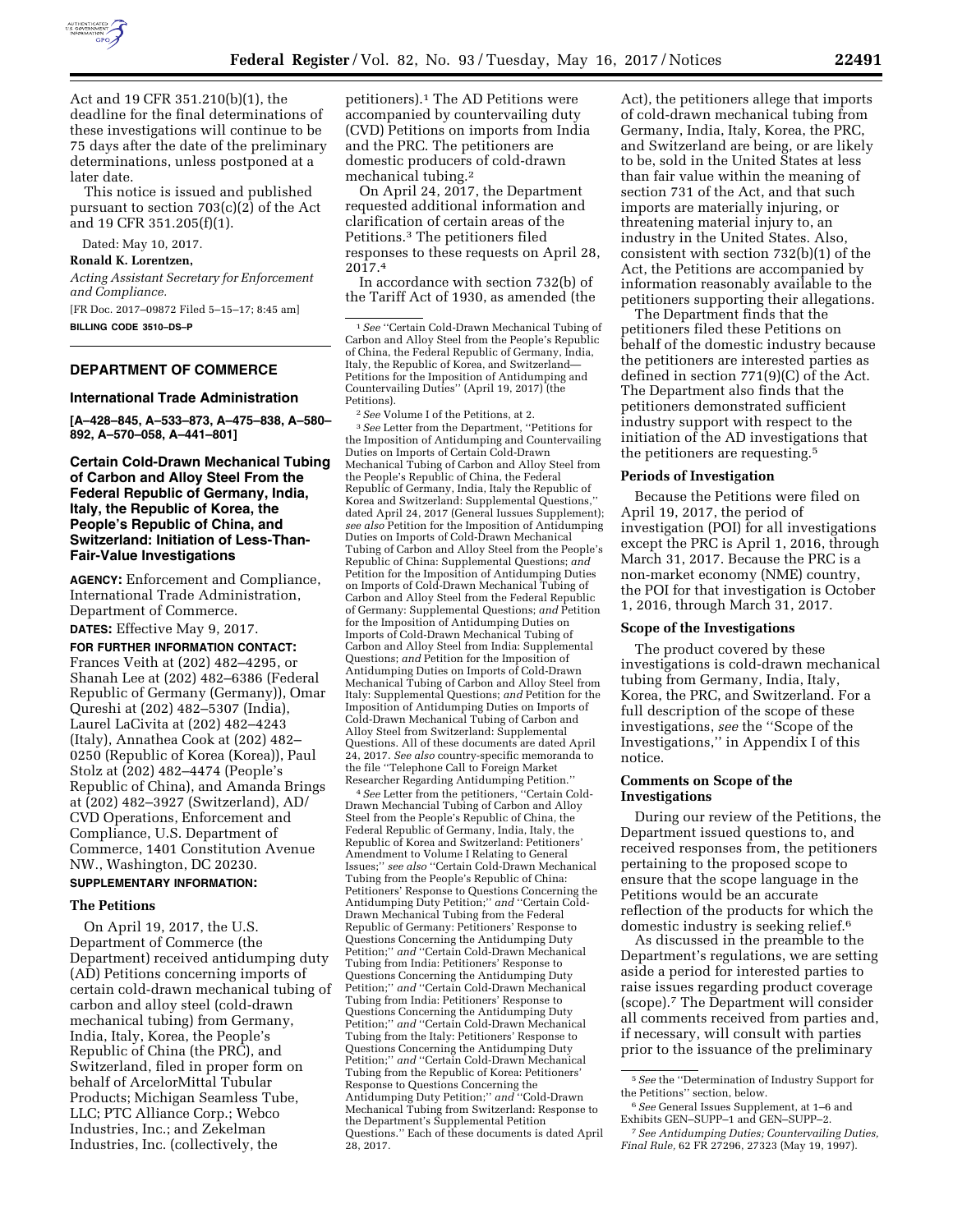Act and 19 CFR 351.210(b)(1), the deadline for the final determinations of these investigations will continue to be 75 days after the date of the preliminary determinations, unless postponed at a later date.

This notice is issued and published pursuant to section 703(c)(2) of the Act and 19 CFR 351.205(f)(1).

Dated: May 10, 2017.

**Ronald K. Lorentzen,**

*Acting Assistant Secretary for Enforcement and Compliance.*

[FR Doc. 2017–09872 Filed 5–15–17; 8:45 am]

**BILLING CODE 3510–DS–P**

## DEPARTMENT OF COMMERCE

### International Trade Administration

**[A–428–845, A–533–873, A–475–838, A–580–892, A–570–058, A–441–801]**

## Certain Cold-Drawn Mechanical Tubing of Carbon and Alloy Steel From the Federal Republic of Germany, India, Italy, the Republic of Korea, the People's Republic of China, and Switzerland: Initiation of Less-Than-Fair-Value Investigations

**AGENCY:** Enforcement and Compliance, International Trade Administration, Department of Commerce.

**DATES:** Effective May 9, 2017.

**FOR FURTHER INFORMATION CONTACT:** Frances Veith at (202) 482–4295, or Shanah Lee at (202) 482–6386 (Federal Republic of Germany (Germany)), Omar Qureshi at (202) 482–5307 (India), Laurel LaCivita at (202) 482–4243 (Italy), Annathea Cook at (202) 482–0250 (Republic of Korea (Korea)), Paul Stolz at (202) 482–4474 (People's Republic of China), and Amanda Brings at (202) 482–3927 (Switzerland), AD/CVD Operations, Enforcement and Compliance, U.S. Department of Commerce, 1401 Constitution Avenue NW., Washington, DC 20230.

**SUPPLEMENTARY INFORMATION:**

### The Petitions

On April 19, 2017, the U.S. Department of Commerce (the Department) received antidumping duty (AD) Petitions concerning imports of certain cold-drawn mechanical tubing of carbon and alloy steel (cold-drawn mechanical tubing) from Germany, India, Italy, Korea, the People's Republic of China (the PRC), and Switzerland, filed in proper form on behalf of ArcelorMittal Tubular Products; Michigan Seamless Tube, LLC; PTC Alliance Corp.; Webco Industries, Inc.; and Zekelman Industries, Inc. (collectively, the petitioners).[1] The AD Petitions were accompanied by countervailing duty (CVD) Petitions on imports from India and the PRC. The petitioners are domestic producers of cold-drawn mechanical tubing.[2]

On April 24, 2017, the Department requested additional information and clarification of certain areas of the Petitions.[3] The petitioners filed responses to these requests on April 28, 2017.[4]

In accordance with section 732(b) of the Tariff Act of 1930, as amended (the Act), the petitioners allege that imports of cold-drawn mechanical tubing from Germany, India, Italy, Korea, the PRC, and Switzerland are being, or are likely to be, sold in the United States at less than fair value within the meaning of section 731 of the Act, and that such imports are materially injuring, or threatening material injury to, an industry in the United States. Also, consistent with section 732(b)(1) of the Act, the Petitions are accompanied by information reasonably available to the petitioners supporting their allegations.

The Department finds that the petitioners filed these Petitions on behalf of the domestic industry because the petitioners are interested parties as defined in section 771(9)(C) of the Act. The Department also finds that the petitioners demonstrated sufficient industry support with respect to the initiation of the AD investigations that the petitioners are requesting.[5]

### Periods of Investigation

Because the Petitions were filed on April 19, 2017, the period of investigation (POI) for all investigations except the PRC is April 1, 2016, through March 31, 2017. Because the PRC is a non-market economy (NME) country, the POI for that investigation is October 1, 2016, through March 31, 2017.

### Scope of the Investigations

The product covered by these investigations is cold-drawn mechanical tubing from Germany, India, Italy, Korea, the PRC, and Switzerland. For a full description of the scope of these investigations, *see* the ''Scope of the Investigations,'' in Appendix I of this notice.

### Comments on Scope of the Investigations

During our review of the Petitions, the Department issued questions to, and received responses from, the petitioners pertaining to the proposed scope to ensure that the scope language in the Petitions would be an accurate reflection of the products for which the domestic industry is seeking relief.[6]

As discussed in the preamble to the Department's regulations, we are setting aside a period for interested parties to raise issues regarding product coverage (scope).[7] The Department will consider all comments received from parties and, if necessary, will consult with parties prior to the issuance of the preliminary

---

[1] *See* ''Certain Cold-Drawn Mechanical Tubing of Carbon and Alloy Steel from the People's Republic of China, the Federal Republic of Germany, India, Italy, the Republic of Korea, and Switzerland—Petitions for the Imposition of Antidumping and Countervailing Duties'' (April 19, 2017) (the Petitions).

[2] *See* Volume I of the Petitions, at 2.

[3] *See* Letter from the Department, ''Petitions for the Imposition of Antidumping and Countervailing Duties on Imports of Certain Cold-Drawn Mechanical Tubing of Carbon and Alloy Steel from the People's Republic of China, the Federal Republic of Germany, India, Italy the Republic of Korea and Switzerland: Supplemental Questions,'' dated April 24, 2017 (General Iussues Supplement); *see also* Petition for the Imposition of Antidumping Duties on Imports of Cold-Drawn Mechanical Tubing of Carbon and Alloy Steel from the People's Republic of China: Supplemental Questions; *and* Petition for the Imposition of Antidumping Duties on Imports of Cold-Drawn Mechanical Tubing of Carbon and Alloy Steel from the Federal Republic of Germany: Supplemental Questions; *and* Petition for the Imposition of Antidumping Duties on Imports of Cold-Drawn Mechanical Tubing of Carbon and Alloy Steel from India: Supplemental Questions; *and* Petition for the Imposition of Antidumping Duties on Imports of Cold-Drawn Mechanical Tubing of Carbon and Alloy Steel from Italy: Supplemental Questions; *and* Petition for the Imposition of Antidumping Duties on Imports of Cold-Drawn Mechanical Tubing of Carbon and Alloy Steel from Switzerland: Supplemental Questions. All of these documents are dated April 24, 2017. *See also* country-specific memoranda to the file ''Telephone Call to Foreign Market Researcher Regarding Antidumping Petition.''

[4] *See* Letter from the petitioners, ''Certain Cold-Drawn Mechancial Tubing of Carbon and Alloy Steel from the People's Republic of China, the Federal Republic of Germany, India, Italy, the Republic of Korea and Switzerland: Petitioners' Amendment to Volume I Relating to General Issues;'' *see also* ''Certain Cold-Drawn Mechanical Tubing from the People's Republic of China: Petitioners' Response to Questions Concerning the Antidumping Duty Petition;'' *and* ''Certain Cold-Drawn Mechanical Tubing from the Federal Republic of Germany: Petitioners' Response to Questions Concerning the Antidumping Duty Petition;'' *and* ''Certain Cold-Drawn Mechanical Tubing from India: Petitioners' Response to Questions Concerning the Antidumping Duty Petition;'' *and* ''Certain Cold-Drawn Mechanical Tubing from India: Petitioners' Response to Questions Concerning the Antidumping Duty Petition;'' *and* ''Certain Cold-Drawn Mechanical Tubing from the Italy: Petitioners' Response to Questions Concerning the Antidumping Duty Petition;'' *and* ''Certain Cold-Drawn Mechanical Tubing from the Republic of Korea: Petitioners' Response to Questions Concerning the Antidumping Duty Petition;'' *and* ''Cold-Drawn Mechanical Tubing from Switzerland: Response to the Department's Supplemental Petition Questions.'' Each of these documents is dated April 28, 2017.

[5] *See* the ''Determination of Industry Support for the Petitions'' section, below.

[6] *See* General Issues Supplement, at 1–6 and Exhibits GEN–SUPP–1 and GEN–SUPP–2.

[7] *See Antidumping Duties; Countervailing Duties, Final Rule,* 62 FR 27296, 27323 (May 19, 1997).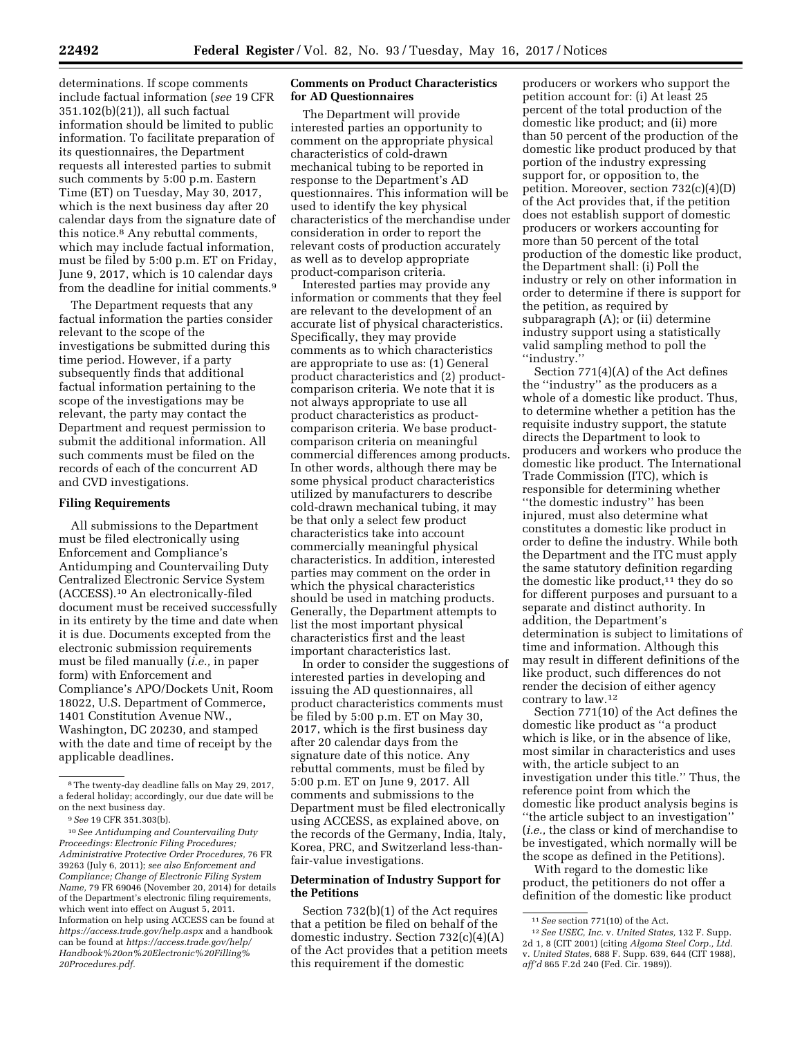determinations. If scope comments include factual information (*see* 19 CFR 351.102(b)(21)), all such factual information should be limited to public information. To facilitate preparation of its questionnaires, the Department requests all interested parties to submit such comments by 5:00 p.m. Eastern Time (ET) on Tuesday, May 30, 2017, which is the next business day after 20 calendar days from the signature date of this notice.[8] Any rebuttal comments, which may include factual information, must be filed by 5:00 p.m. ET on Friday, June 9, 2017, which is 10 calendar days from the deadline for initial comments.[9]

The Department requests that any factual information the parties consider relevant to the scope of the investigations be submitted during this time period. However, if a party subsequently finds that additional factual information pertaining to the scope of the investigations may be relevant, the party may contact the Department and request permission to submit the additional information. All such comments must be filed on the records of each of the concurrent AD and CVD investigations.

### Filing Requirements

All submissions to the Department must be filed electronically using Enforcement and Compliance's Antidumping and Countervailing Duty Centralized Electronic Service System (ACCESS).[10] An electronically-filed document must be received successfully in its entirety by the time and date when it is due. Documents excepted from the electronic submission requirements must be filed manually (*i.e.,* in paper form) with Enforcement and Compliance's APO/Dockets Unit, Room 18022, U.S. Department of Commerce, 1401 Constitution Avenue NW., Washington, DC 20230, and stamped with the date and time of receipt by the applicable deadlines.

### Comments on Product Characteristics for AD Questionnaires

The Department will provide interested parties an opportunity to comment on the appropriate physical characteristics of cold-drawn mechanical tubing to be reported in response to the Department's AD questionnaires. This information will be used to identify the key physical characteristics of the merchandise under consideration in order to report the relevant costs of production accurately as well as to develop appropriate product-comparison criteria.

Interested parties may provide any information or comments that they feel are relevant to the development of an accurate list of physical characteristics. Specifically, they may provide comments as to which characteristics are appropriate to use as: (1) General product characteristics and (2) product-comparison criteria. We note that it is not always appropriate to use all product characteristics as product-comparison criteria. We base product-comparison criteria on meaningful commercial differences among products. In other words, although there may be some physical product characteristics utilized by manufacturers to describe cold-drawn mechanical tubing, it may be that only a select few product characteristics take into account commercially meaningful physical characteristics. In addition, interested parties may comment on the order in which the physical characteristics should be used in matching products. Generally, the Department attempts to list the most important physical characteristics first and the least important characteristics last.

In order to consider the suggestions of interested parties in developing and issuing the AD questionnaires, all product characteristics comments must be filed by 5:00 p.m. ET on May 30, 2017, which is the first business day after 20 calendar days from the signature date of this notice. Any rebuttal comments, must be filed by 5:00 p.m. ET on June 9, 2017. All comments and submissions to the Department must be filed electronically using ACCESS, as explained above, on the records of the Germany, India, Italy, Korea, PRC, and Switzerland less-than-fair-value investigations.

### Determination of Industry Support for the Petitions

Section 732(b)(1) of the Act requires that a petition be filed on behalf of the domestic industry. Section 732(c)(4)(A) of the Act provides that a petition meets this requirement if the domestic producers or workers who support the petition account for: (i) At least 25 percent of the total production of the domestic like product; and (ii) more than 50 percent of the production of the domestic like product produced by that portion of the industry expressing support for, or opposition to, the petition. Moreover, section 732(c)(4)(D) of the Act provides that, if the petition does not establish support of domestic producers or workers accounting for more than 50 percent of the total production of the domestic like product, the Department shall: (i) Poll the industry or rely on other information in order to determine if there is support for the petition, as required by subparagraph (A); or (ii) determine industry support using a statistically valid sampling method to poll the "industry."

Section 771(4)(A) of the Act defines the "industry" as the producers as a whole of a domestic like product. Thus, to determine whether a petition has the requisite industry support, the statute directs the Department to look to producers and workers who produce the domestic like product. The International Trade Commission (ITC), which is responsible for determining whether "the domestic industry" has been injured, must also determine what constitutes a domestic like product in order to define the industry. While both the Department and the ITC must apply the same statutory definition regarding the domestic like product,[11] they do so for different purposes and pursuant to a separate and distinct authority. In addition, the Department's determination is subject to limitations of time and information. Although this may result in different definitions of the like product, such differences do not render the decision of either agency contrary to law.[12]

Section 771(10) of the Act defines the domestic like product as "a product which is like, or in the absence of like, most similar in characteristics and uses with, the article subject to an investigation under this title." Thus, the reference point from which the domestic like product analysis begins is "the article subject to an investigation" (*i.e.,* the class or kind of merchandise to be investigated, which normally will be the scope as defined in the Petitions).

With regard to the domestic like product, the petitioners do not offer a definition of the domestic like product

---

[8] The twenty-day deadline falls on May 29, 2017, a federal holiday; accordingly, our due date will be on the next business day.

[9] *See* 19 CFR 351.303(b).

[10] *See Antidumping and Countervailing Duty Proceedings: Electronic Filing Procedures; Administrative Protective Order Procedures,* 76 FR 39263 (July 6, 2011); *see also Enforcement and Compliance; Change of Electronic Filing System Name,* 79 FR 69046 (November 20, 2014) for details of the Department's electronic filing requirements, which went into effect on August 5, 2011. Information on help using ACCESS can be found at *https://access.trade.gov/help.aspx* and a handbook can be found at *https://access.trade.gov/help/Handbook%20on%20Electronic%20Filling%20Procedures.pdf.*

[11] *See* section 771(10) of the Act.

[12] *See USEC, Inc.* v. *United States,* 132 F. Supp. 2d 1, 8 (CIT 2001) (citing *Algoma Steel Corp., Ltd.* v. *United States,* 688 F. Supp. 639, 644 (CIT 1988), *aff'd* 865 F.2d 240 (Fed. Cir. 1989)).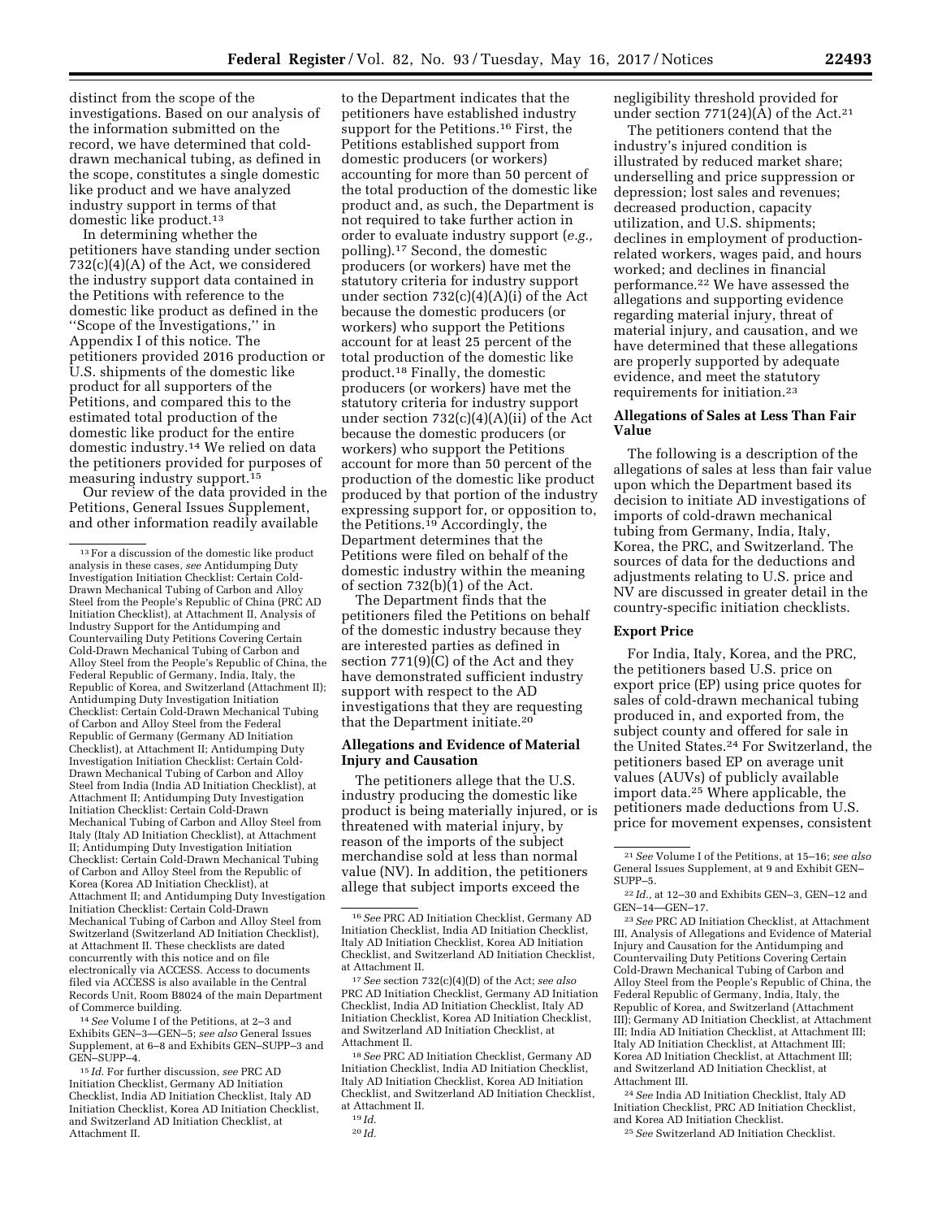distinct from the scope of the investigations. Based on our analysis of the information submitted on the record, we have determined that cold-drawn mechanical tubing, as defined in the scope, constitutes a single domestic like product and we have analyzed industry support in terms of that domestic like product.[13]

In determining whether the petitioners have standing under section 732(c)(4)(A) of the Act, we considered the industry support data contained in the Petitions with reference to the domestic like product as defined in the "Scope of the Investigations," in Appendix I of this notice. The petitioners provided 2016 production or U.S. shipments of the domestic like product for all supporters of the Petitions, and compared this to the estimated total production of the domestic like product for the entire domestic industry.[14] We relied on data the petitioners provided for purposes of measuring industry support.[15]

Our review of the data provided in the Petitions, General Issues Supplement, and other information readily available to the Department indicates that the petitioners have established industry support for the Petitions.[16] First, the Petitions established support from domestic producers (or workers) accounting for more than 50 percent of the total production of the domestic like product and, as such, the Department is not required to take further action in order to evaluate industry support (*e.g.,* polling).[17] Second, the domestic producers (or workers) have met the statutory criteria for industry support under section 732(c)(4)(A)(i) of the Act because the domestic producers (or workers) who support the Petitions account for at least 25 percent of the total production of the domestic like product.[18] Finally, the domestic producers (or workers) have met the statutory criteria for industry support under section 732(c)(4)(A)(ii) of the Act because the domestic producers (or workers) who support the Petitions account for more than 50 percent of the production of the domestic like product produced by that portion of the industry expressing support for, or opposition to, the Petitions.[19] Accordingly, the Department determines that the Petitions were filed on behalf of the domestic industry within the meaning of section 732(b)(1) of the Act.

The Department finds that the petitioners filed the Petitions on behalf of the domestic industry because they are interested parties as defined in section 771(9)(C) of the Act and they have demonstrated sufficient industry support with respect to the AD investigations that they are requesting that the Department initiate.[20]

## Allegations and Evidence of Material Injury and Causation

The petitioners allege that the U.S. industry producing the domestic like product is being materially injured, or is threatened with material injury, by reason of the imports of the subject merchandise sold at less than normal value (NV). In addition, the petitioners allege that subject imports exceed the negligibility threshold provided for under section 771(24)(A) of the Act.[21]

The petitioners contend that the industry's injured condition is illustrated by reduced market share; underselling and price suppression or depression; lost sales and revenues; decreased production, capacity utilization, and U.S. shipments; declines in employment of production-related workers, wages paid, and hours worked; and declines in financial performance.[22] We have assessed the allegations and supporting evidence regarding material injury, threat of material injury, and causation, and we have determined that these allegations are properly supported by adequate evidence, and meet the statutory requirements for initiation.[23]

## Allegations of Sales at Less Than Fair Value

The following is a description of the allegations of sales at less than fair value upon which the Department based its decision to initiate AD investigations of imports of cold-drawn mechanical tubing from Germany, India, Italy, Korea, the PRC, and Switzerland. The sources of data for the deductions and adjustments relating to U.S. price and NV are discussed in greater detail in the country-specific initiation checklists.

## Export Price

For India, Italy, Korea, and the PRC, the petitioners based U.S. price on export price (EP) using price quotes for sales of cold-drawn mechanical tubing produced in, and exported from, the subject county and offered for sale in the United States.[24] For Switzerland, the petitioners based EP on average unit values (AUVs) of publicly available import data.[25] Where applicable, the petitioners made deductions from U.S. price for movement expenses, consistent

---

[13] For a discussion of the domestic like product analysis in these cases, *see* Antidumping Duty Investigation Initiation Checklist: Certain Cold-Drawn Mechanical Tubing of Carbon and Alloy Steel from the People's Republic of China (PRC AD Initiation Checklist), at Attachment II, Analysis of Industry Support for the Antidumping and Countervailing Duty Petitions Covering Certain Cold-Drawn Mechanical Tubing of Carbon and Alloy Steel from the People's Republic of China, the Federal Republic of Germany, India, Italy, the Republic of Korea, and Switzerland (Attachment II); Antidumping Duty Investigation Initiation Checklist: Certain Cold-Drawn Mechanical Tubing of Carbon and Alloy Steel from the Federal Republic of Germany (Germany AD Initiation Checklist), at Attachment II; Antidumping Duty Investigation Initiation Checklist: Certain Cold-Drawn Mechanical Tubing of Carbon and Alloy Steel from India (India AD Initiation Checklist), at Attachment II; Antidumping Duty Investigation Initiation Checklist: Certain Cold-Drawn Mechanical Tubing of Carbon and Alloy Steel from Italy (Italy AD Initiation Checklist), at Attachment II; Antidumping Duty Investigation Initiation Checklist: Certain Cold-Drawn Mechanical Tubing of Carbon and Alloy Steel from the Republic of Korea (Korea AD Initiation Checklist), at Attachment II; and Antidumping Duty Investigation Initiation Checklist: Certain Cold-Drawn Mechanical Tubing of Carbon and Alloy Steel from Switzerland (Switzerland AD Initiation Checklist), at Attachment II. These checklists are dated concurrently with this notice and on file electronically via ACCESS. Access to documents filed via ACCESS is also available in the Central Records Unit, Room B8024 of the main Department of Commerce building.

[14] *See* Volume I of the Petitions, at 2–3 and Exhibits GEN–3—GEN–5; *see also* General Issues Supplement, at 6–8 and Exhibits GEN–SUPP–3 and GEN–SUPP–4.

[15] *Id.* For further discussion, *see* PRC AD Initiation Checklist, Germany AD Initiation Checklist, India AD Initiation Checklist, Italy AD Initiation Checklist, Korea AD Initiation Checklist, and Switzerland AD Initiation Checklist, at Attachment II.

[16] *See* PRC AD Initiation Checklist, Germany AD Initiation Checklist, India AD Initiation Checklist, Italy AD Initiation Checklist, Korea AD Initiation Checklist, and Switzerland AD Initiation Checklist, at Attachment II.

[17] *See* section 732(c)(4)(D) of the Act; *see also* PRC AD Initiation Checklist, Germany AD Initiation Checklist, India AD Initiation Checklist, Italy AD Initiation Checklist, Korea AD Initiation Checklist, and Switzerland AD Initiation Checklist, at Attachment II.

[18] *See* PRC AD Initiation Checklist, Germany AD Initiation Checklist, India AD Initiation Checklist, Italy AD Initiation Checklist, Korea AD Initiation Checklist, and Switzerland AD Initiation Checklist, at Attachment II.

[19] *Id.*

[20] *Id.*

[21] *See* Volume I of the Petitions, at 15–16; *see also* General Issues Supplement, at 9 and Exhibit GEN–SUPP–5.

[22] *Id.,* at 12–30 and Exhibits GEN–3, GEN–12 and GEN–14—GEN–17.

[23] *See* PRC AD Initiation Checklist, at Attachment III, Analysis of Allegations and Evidence of Material Injury and Causation for the Antidumping and Countervailing Duty Petitions Covering Certain Cold-Drawn Mechanical Tubing of Carbon and Alloy Steel from the People's Republic of China, the Federal Republic of Germany, India, Italy, the Republic of Korea, and Switzerland (Attachment III); Germany AD Initiation Checklist, at Attachment III; India AD Initiation Checklist, at Attachment III; Italy AD Initiation Checklist, at Attachment III; Korea AD Initiation Checklist, at Attachment III; and Switzerland AD Initiation Checklist, at Attachment III.

[24] *See* India AD Initiation Checklist, Italy AD Initiation Checklist, PRC AD Initiation Checklist, and Korea AD Initiation Checklist.

[25] *See* Switzerland AD Initiation Checklist.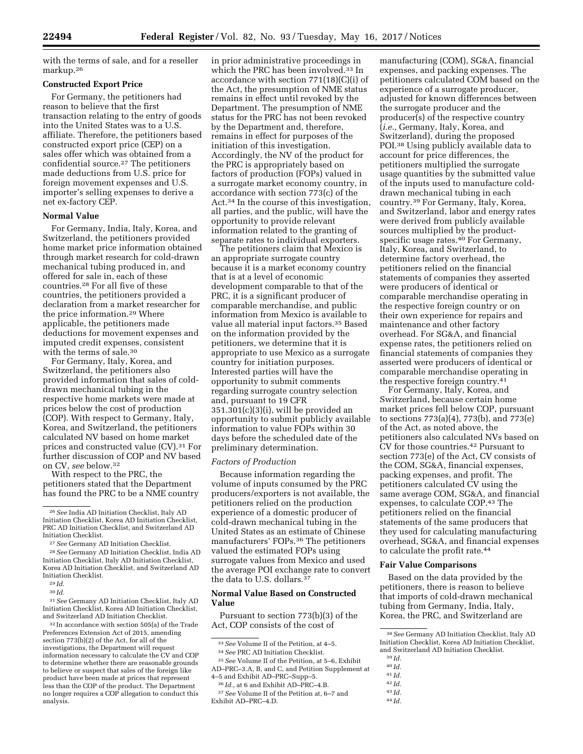with the terms of sale, and for a reseller markup.[26]

**Constructed Export Price**

For Germany, the petitioners had reason to believe that the first transaction relating to the entry of goods into the United States was to a U.S. affiliate. Therefore, the petitioners based constructed export price (CEP) on a sales offer which was obtained from a confidential source.[27] The petitioners made deductions from U.S. price for foreign movement expenses and U.S. importer's selling expenses to derive a net ex-factory CEP.

**Normal Value**

For Germany, India, Italy, Korea, and Switzerland, the petitioners provided home market price information obtained through market research for cold-drawn mechanical tubing produced in, and offered for sale in, each of these countries.[28] For all five of these countries, the petitioners provided a declaration from a market researcher for the price information.[29] Where applicable, the petitioners made deductions for movement expenses and imputed credit expenses, consistent with the terms of sale.[30]

For Germany, Italy, Korea, and Switzerland, the petitioners also provided information that sales of cold-drawn mechanical tubing in the respective home markets were made at prices below the cost of production (COP). With respect to Germany, Italy, Korea, and Switzerland, the petitioners calculated NV based on home market prices and constructed value (CV).[31] For further discussion of COP and NV based on CV, *see* below.[32]

With respect to the PRC, the petitioners stated that the Department has found the PRC to be a NME country in prior administrative proceedings in which the PRC has been involved.[33] In accordance with section 771(18)(C)(i) of the Act, the presumption of NME status remains in effect until revoked by the Department. The presumption of NME status for the PRC has not been revoked by the Department and, therefore, remains in effect for purposes of the initiation of this investigation. Accordingly, the NV of the product for the PRC is appropriately based on factors of production (FOPs) valued in a surrogate market economy country, in accordance with section 773(c) of the Act.[34] In the course of this investigation, all parties, and the public, will have the opportunity to provide relevant information related to the granting of separate rates to individual exporters.

The petitioners claim that Mexico is an appropriate surrogate country because it is a market economy country that is at a level of economic development comparable to that of the PRC, it is a significant producer of comparable merchandise, and public information from Mexico is available to value all material input factors.[35] Based on the information provided by the petitioners, we determine that it is appropriate to use Mexico as a surrogate country for initiation purposes. Interested parties will have the opportunity to submit comments regarding surrogate country selection and, pursuant to 19 CFR 351.301(c)(3)(i), will be provided an opportunity to submit publicly available information to value FOPs within 30 days before the scheduled date of the preliminary determination.

*Factors of Production*

Because information regarding the volume of inputs consumed by the PRC producers/exporters is not available, the petitioners relied on the production experience of a domestic producer of cold-drawn mechanical tubing in the United States as an estimate of Chinese manufacturers' FOPs.[36] The petitioners valued the estimated FOPs using surrogate values from Mexico and used the average POI exchange rate to convert the data to U.S. dollars.[37]

**Normal Value Based on Constructed Value**

Pursuant to section 773(b)(3) of the Act, COP consists of the cost of manufacturing (COM), SG&A, financial expenses, and packing expenses. The petitioners calculated COM based on the experience of a surrogate producer, adjusted for known differences between the surrogate producer and the producer(s) of the respective country (*i.e.,* Germany, Italy, Korea, and Switzerland), during the proposed POI.[38] Using publicly available data to account for price differences, the petitioners multiplied the surrogate usage quantities by the submitted value of the inputs used to manufacture cold-drawn mechanical tubing in each country.[39] For Germany, Italy, Korea, and Switzerland, labor and energy rates were derived from publicly available sources multiplied by the product-specific usage rates.[40] For Germany, Italy, Korea, and Switzerland, to determine factory overhead, the petitioners relied on the financial statements of companies they asserted were producers of identical or comparable merchandise operating in the respective foreign country or on their own experience for repairs and maintenance and other factory overhead. For SG&A, and financial expense rates, the petitioners relied on financial statements of companies they asserted were producers of identical or comparable merchandise operating in the respective foreign country.[41]

For Germany, Italy, Korea, and Switzerland, because certain home market prices fell below COP, pursuant to sections 773(a)(4), 773(b), and 773(e) of the Act, as noted above, the petitioners also calculated NVs based on CV for those countries.[42] Pursuant to section 773(e) of the Act, CV consists of the COM, SG&A, financial expenses, packing expenses, and profit. The petitioners calculated CV using the same average COM, SG&A, and financial expenses, to calculate COP.[43] The petitioners relied on the financial statements of the same producers that they used for calculating manufacturing overhead, SG&A, and financial expenses to calculate the profit rate.[44]

**Fair Value Comparisons**

Based on the data provided by the petitioners, there is reason to believe that imports of cold-drawn mechanical tubing from Germany, India, Italy, Korea, the PRC, and Switzerland are

---

[26] *See* India AD Initiation Checklist, Italy AD Initiation Checklist, Korea AD Initiation Checklist, PRC AD Initiation Checklist, and Switzerland AD Initiation Checklist.

[27] *See* Germany AD Initiation Checklist.

[28] *See* Germany AD Initiation Checklist, India AD Initiation Checklist, Italy AD Initiation Checklist, Korea AD Initiation Checklist, and Switzerland AD Initiation Checklist.

[29] *Id.*

[30] *Id.*

[31] *See* Germany AD Initiation Checklist, Italy AD Initiation Checklist, Korea AD Initiation Checklist, and Switzerland AD Initiation Checklist.

[32] In accordance with section 505(a) of the Trade Preferences Extension Act of 2015, amending section 773(b)(2) of the Act, for all of the investigations, the Department will request information necessary to calculate the CV and COP to determine whether there are reasonable grounds to believe or suspect that sales of the foreign like product have been made at prices that represent less than the COP of the product. The Department no longer requires a COP allegation to conduct this analysis.

[33] *See* Volume II of the Petition, at 4–5.

[34] *See* PRC AD Initiation Checklist.

[35] *See* Volume II of the Petition, at 5–6, Exhibit AD–PRC–3.A, B, and C, and Petition Supplement at 4–5 and Exhibit AD–PRC–Supp–5.

[36] *Id.,* at 6 and Exhibit AD–PRC–4.B.

[37] *See* Volume II of the Petition at, 6–7 and Exhibit AD–PRC–4.D.

[38] *See* Germany AD Initiation Checklist, Italy AD Initiation Checklist, Korea AD Initiation Checklist, and Switzerland AD Initiation Checklist.

[39] *Id.*

[40] *Id.*

[41] *Id.*

[42] *Id.*

[43] *Id.*

[44] *Id.*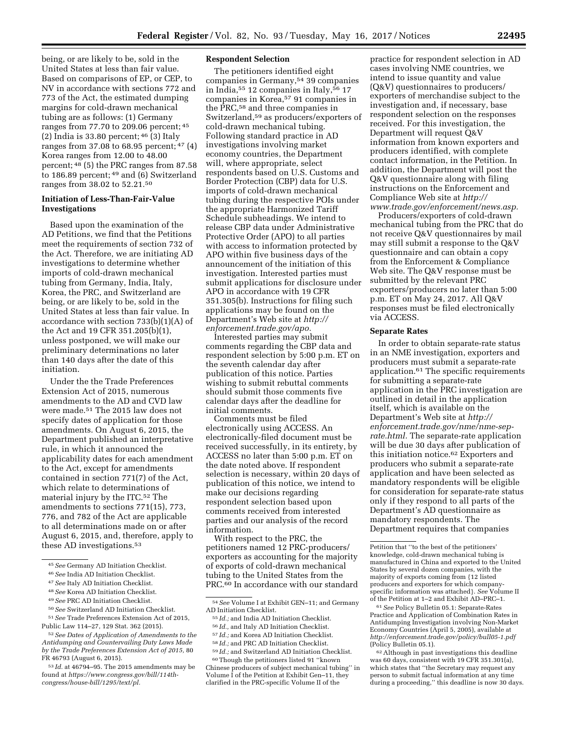being, or are likely to be, sold in the United States at less than fair value. Based on comparisons of EP, or CEP, to NV in accordance with sections 772 and 773 of the Act, the estimated dumping margins for cold-drawn mechanical tubing are as follows: (1) Germany ranges from 77.70 to 209.06 percent; [45] (2) India is 33.80 percent; [46] (3) Italy ranges from 37.08 to 68.95 percent; [47] (4) Korea ranges from 12.00 to 48.00 percent; [48] (5) the PRC ranges from 87.58 to 186.89 percent; [49] and (6) Switzerland ranges from 38.02 to 52.21.[50]

**Initiation of Less-Than-Fair-Value Investigations**

Based upon the examination of the AD Petitions, we find that the Petitions meet the requirements of section 732 of the Act. Therefore, we are initiating AD investigations to determine whether imports of cold-drawn mechanical tubing from Germany, India, Italy, Korea, the PRC, and Switzerland are being, or are likely to be, sold in the United States at less than fair value. In accordance with section 733(b)(1)(A) of the Act and 19 CFR 351.205(b)(1), unless postponed, we will make our preliminary determinations no later than 140 days after the date of this initiation.

Under the the Trade Preferences Extension Act of 2015, numerous amendments to the AD and CVD law were made.[51] The 2015 law does not specify dates of application for those amendments. On August 6, 2015, the Department published an interpretative rule, in which it announced the applicability dates for each amendment to the Act, except for amendments contained in section 771(7) of the Act, which relate to determinations of material injury by the ITC.[52] The amendments to sections 771(15), 773, 776, and 782 of the Act are applicable to all determinations made on or after August 6, 2015, and, therefore, apply to these AD investigations.[53]

**Respondent Selection**

The petitioners identified eight companies in Germany,[54] 39 companies in India,[55] 12 companies in Italy,[56] 17 companies in Korea,[57] 91 companies in the PRC,[58] and three companies in Switzerland,[59] as producers/exporters of cold-drawn mechanical tubing. Following standard practice in AD investigations involving market economy countries, the Department will, where appropriate, select respondents based on U.S. Customs and Border Protection (CBP) data for U.S. imports of cold-drawn mechanical tubing during the respective POIs under the appropriate Harmonized Tariff Schedule subheadings. We intend to release CBP data under Administrative Protective Order (APO) to all parties with access to information protected by APO within five business days of the announcement of the initiation of this investigation. Interested parties must submit applications for disclosure under APO in accordance with 19 CFR 351.305(b). Instructions for filing such applications may be found on the Department's Web site at *http://enforcement.trade.gov/apo.*

Interested parties may submit comments regarding the CBP data and respondent selection by 5:00 p.m. ET on the seventh calendar day after publication of this notice. Parties wishing to submit rebuttal comments should submit those comments five calendar days after the deadline for initial comments.

Comments must be filed electronically using ACCESS. An electronically-filed document must be received successfully, in its entirety, by ACCESS no later than 5:00 p.m. ET on the date noted above. If respondent selection is necessary, within 20 days of publication of this notice, we intend to make our decisions regarding respondent selection based upon comments received from interested parties and our analysis of the record information.

With respect to the PRC, the petitioners named 12 PRC-producers/exporters as accounting for the majority of exports of cold-drawn mechanical tubing to the United States from the PRC.[60] In accordance with our standard practice for respondent selection in AD cases involving NME countries, we intend to issue quantity and value (Q&V) questionnaires to producers/exporters of merchandise subject to the investigation and, if necessary, base respondent selection on the responses received. For this investigation, the Department will request Q&V information from known exporters and producers identified, with complete contact information, in the Petition. In addition, the Department will post the Q&V questionnaire along with filing instructions on the Enforcement and Compliance Web site at *http://www.trade.gov/enforcement/news.asp.*

Producers/exporters of cold-drawn mechanical tubing from the PRC that do not receive Q&V questionnaires by mail may still submit a response to the Q&V questionnaire and can obtain a copy from the Enforcement & Compliance Web site. The Q&V response must be submitted by the relevant PRC exporters/producers no later than 5:00 p.m. ET on May 24, 2017. All Q&V responses must be filed electronically via ACCESS.

**Separate Rates**

In order to obtain separate-rate status in an NME investigation, exporters and producers must submit a separate-rate application.[61] The specific requirements for submitting a separate-rate application in the PRC investigation are outlined in detail in the application itself, which is available on the Department's Web site at *http://enforcement.trade.gov/nme/nme-sep-rate.html.* The separate-rate application will be due 30 days after publication of this initiation notice.[62] Exporters and producers who submit a separate-rate application and have been selected as mandatory respondents will be eligible for consideration for separate-rate status only if they respond to all parts of the Department's AD questionnaire as mandatory respondents. The Department requires that companies

---

[45] *See* Germany AD Initiation Checklist.

[46] *See* India AD Initiation Checklist.

[47] *See* Italy AD Initiation Checklist.

[48] *See* Korea AD Initiation Checklist.

[49] *See* PRC AD Initiation Checklist.

[50] *See* Switzerland AD Initiation Checklist.

[51] *See* Trade Preferences Extension Act of 2015, Public Law 114–27, 129 Stat. 362 (2015).

[52] *See Dates of Application of Amendments to the Antidumping and Countervailing Duty Laws Made by the Trade Preferences Extension Act of 2015,* 80 FR 46793 (August 6, 2015).

[53] *Id.* at 46794–95. The 2015 amendments may be found at *https://www.congress.gov/bill/114th-congress/house-bill/1295/text/pl.*

[54] *See* Volume I at Exhibit GEN–11; and Germany AD Initiation Checklist.

[55] *Id.;* and India AD Initiation Checklist.

[56] *Id.,* and Italy AD Initiation Checklist.

[57] *Id.;* and Korea AD Initiation Checklist.

[58] *Id.;* and PRC AD Initiation Checklist.

[59] *Id.;* and Switzerland AD Initiation Checklist.

[60] Though the petitioners listed 91 "known Chinese producers of subject mechanical tubing" in Volume I of the Petition at Exhibit Gen–11, they clarified in the PRC-specific Volume II of the Petition that "to the best of the petitioners' knowledge, cold-drawn mechanical tubing is manufactured in China and exported to the United States by several dozen companies, with the majority of exports coming from {12 listed producers and exporters for which company-specific information was attached}. *See* Volume II of the Petition at 1–2 and Exhibit AD–PRC–1.

[61] *See* Policy Bulletin 05.1: Separate-Rates Practice and Application of Combination Rates in Antidumping Investigation involving Non-Market Economy Countries (April 5, 2005), available at *http://enforcement.trade.gov/policy/bull05-1.pdf* (Policy Bulletin 05.1).

[62] Although in past investigations this deadline was 60 days, consistent with 19 CFR 351.301(a), which states that "the Secretary may request any person to submit factual information at any time during a proceeding," this deadline is now 30 days.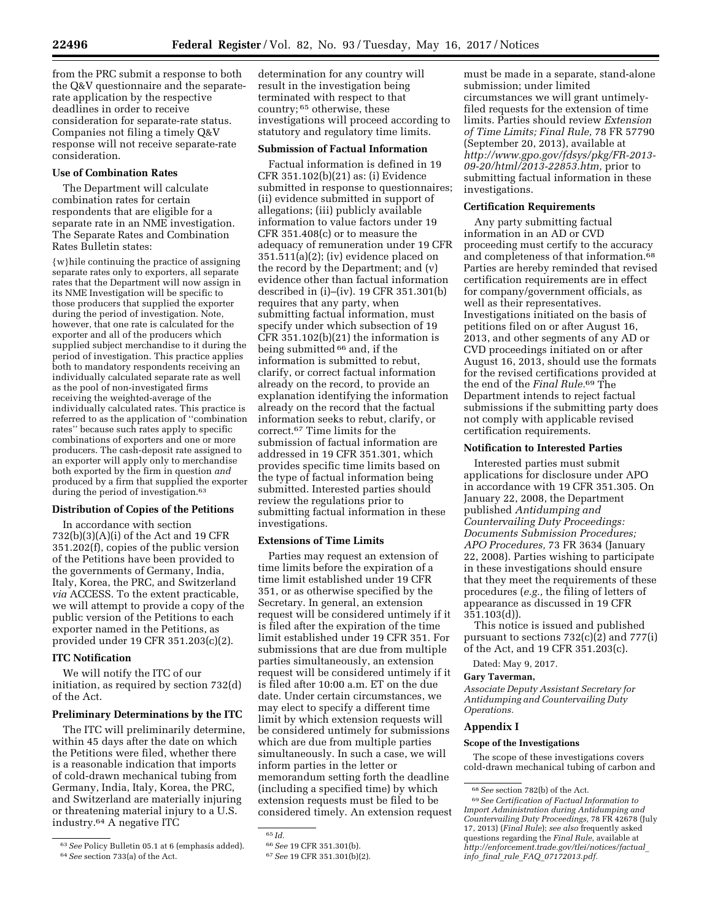from the PRC submit a response to both the Q&V questionnaire and the separate-rate application by the respective deadlines in order to receive consideration for separate-rate status. Companies not filing a timely Q&V response will not receive separate-rate consideration.

### Use of Combination Rates

The Department will calculate combination rates for certain respondents that are eligible for a separate rate in an NME investigation. The Separate Rates and Combination Rates Bulletin states:

> {w}hile continuing the practice of assigning separate rates only to exporters, all separate rates that the Department will now assign in its NME Investigation will be specific to those producers that supplied the exporter during the period of investigation. Note, however, that one rate is calculated for the exporter and all of the producers which supplied subject merchandise to it during the period of investigation. This practice applies both to mandatory respondents receiving an individually calculated separate rate as well as the pool of non-investigated firms receiving the weighted-average of the individually calculated rates. This practice is referred to as the application of "combination rates" because such rates apply to specific combinations of exporters and one or more producers. The cash-deposit rate assigned to an exporter will apply only to merchandise both exported by the firm in question *and* produced by a firm that supplied the exporter during the period of investigation.[63]

### Distribution of Copies of the Petitions

In accordance with section 732(b)(3)(A)(i) of the Act and 19 CFR 351.202(f), copies of the public version of the Petitions have been provided to the governments of Germany, India, Italy, Korea, the PRC, and Switzerland *via* ACCESS. To the extent practicable, we will attempt to provide a copy of the public version of the Petitions to each exporter named in the Petitions, as provided under 19 CFR 351.203(c)(2).

### ITC Notification

We will notify the ITC of our initiation, as required by section 732(d) of the Act.

### Preliminary Determinations by the ITC

The ITC will preliminarily determine, within 45 days after the date on which the Petitions were filed, whether there is a reasonable indication that imports of cold-drawn mechanical tubing from Germany, India, Italy, Korea, the PRC, and Switzerland are materially injuring or threatening material injury to a U.S. industry.[64] A negative ITC determination for any country will result in the investigation being terminated with respect to that country;[65] otherwise, these investigations will proceed according to statutory and regulatory time limits.

### Submission of Factual Information

Factual information is defined in 19 CFR 351.102(b)(21) as: (i) Evidence submitted in response to questionnaires; (ii) evidence submitted in support of allegations; (iii) publicly available information to value factors under 19 CFR 351.408(c) or to measure the adequacy of remuneration under 19 CFR 351.511(a)(2); (iv) evidence placed on the record by the Department; and (v) evidence other than factual information described in (i)–(iv). 19 CFR 351.301(b) requires that any party, when submitting factual information, must specify under which subsection of 19 CFR 351.102(b)(21) the information is being submitted[66] and, if the information is submitted to rebut, clarify, or correct factual information already on the record, to provide an explanation identifying the information already on the record that the factual information seeks to rebut, clarify, or correct.[67] Time limits for the submission of factual information are addressed in 19 CFR 351.301, which provides specific time limits based on the type of factual information being submitted. Interested parties should review the regulations prior to submitting factual information in these investigations.

### Extensions of Time Limits

Parties may request an extension of time limits before the expiration of a time limit established under 19 CFR 351, or as otherwise specified by the Secretary. In general, an extension request will be considered untimely if it is filed after the expiration of the time limit established under 19 CFR 351. For submissions that are due from multiple parties simultaneously, an extension request will be considered untimely if it is filed after 10:00 a.m. ET on the due date. Under certain circumstances, we may elect to specify a different time limit by which extension requests will be considered untimely for submissions which are due from multiple parties simultaneously. In such a case, we will inform parties in the letter or memorandum setting forth the deadline (including a specified time) by which extension requests must be filed to be considered timely. An extension request must be made in a separate, stand-alone submission; under limited circumstances we will grant untimely-filed requests for the extension of time limits. Parties should review *Extension of Time Limits; Final Rule,* 78 FR 57790 (September 20, 2013), available at *http://www.gpo.gov/fdsys/pkg/FR-2013-09-20/html/2013-22853.htm,* prior to submitting factual information in these investigations.

### Certification Requirements

Any party submitting factual information in an AD or CVD proceeding must certify to the accuracy and completeness of that information.[68] Parties are hereby reminded that revised certification requirements are in effect for company/government officials, as well as their representatives. Investigations initiated on the basis of petitions filed on or after August 16, 2013, and other segments of any AD or CVD proceedings initiated on or after August 16, 2013, should use the formats for the revised certifications provided at the end of the *Final Rule*.[69] The Department intends to reject factual submissions if the submitting party does not comply with applicable revised certification requirements.

### Notification to Interested Parties

Interested parties must submit applications for disclosure under APO in accordance with 19 CFR 351.305. On January 22, 2008, the Department published *Antidumping and Countervailing Duty Proceedings: Documents Submission Procedures; APO Procedures,* 73 FR 3634 (January 22, 2008). Parties wishing to participate in these investigations should ensure that they meet the requirements of these procedures (*e.g.,* the filing of letters of appearance as discussed in 19 CFR 351.103(d)).

This notice is issued and published pursuant to sections 732(c)(2) and 777(i) of the Act, and 19 CFR 351.203(c).

Dated: May 9, 2017.

**Gary Taverman,**

*Associate Deputy Assistant Secretary for Antidumping and Countervailing Duty Operations.*

## Appendix I

### Scope of the Investigations

The scope of these investigations covers cold-drawn mechanical tubing of carbon and

---

[63] *See* Policy Bulletin 05.1 at 6 (emphasis added).

[64] *See* section 733(a) of the Act.

[65] *Id.*

[66] *See* 19 CFR 351.301(b).

[67] *See* 19 CFR 351.301(b)(2).

[68] *See* section 782(b) of the Act.

[69] *See Certification of Factual Information to Import Administration during Antidumping and Countervailing Duty Proceedings,* 78 FR 42678 (July 17, 2013) (*Final Rule*); *see also* frequently asked questions regarding the *Final Rule,* available at *http://enforcement.trade.gov/tlei/notices/factual_info_final_rule_FAQ_07172013.pdf.*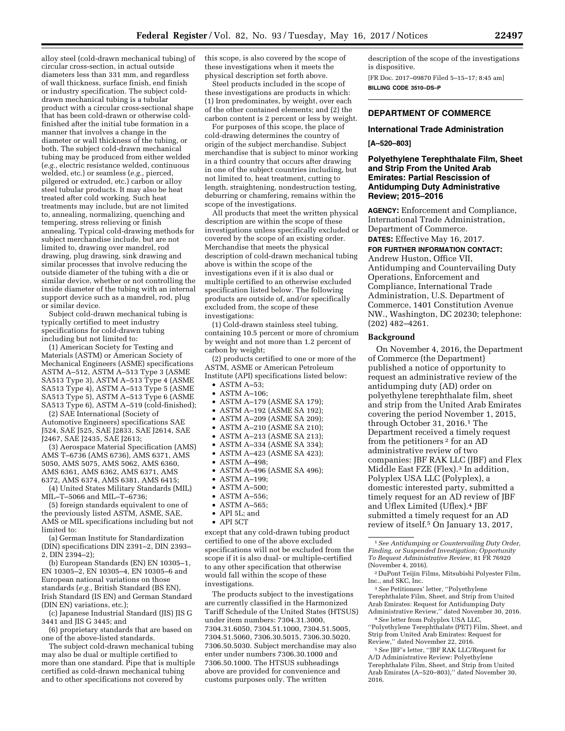alloy steel (cold-drawn mechanical tubing) of circular cross-section, in actual outside diameters less than 331 mm, and regardless of wall thickness, surface finish, end finish or industry specification. The subject cold-drawn mechanical tubing is a tubular product with a circular cross-sectional shape that has been cold-drawn or otherwise cold-finished after the initial tube formation in a manner that involves a change in the diameter or wall thickness of the tubing, or both. The subject cold-drawn mechanical tubing may be produced from either welded (*e.g.,* electric resistance welded, continuous welded, etc.) or seamless (*e.g.,* pierced, pilgered or extruded, etc.) carbon or alloy steel tubular products. It may also be heat treated after cold working. Such heat treatments may include, but are not limited to, annealing, normalizing, quenching and tempering, stress relieving or finish annealing. Typical cold-drawing methods for subject merchandise include, but are not limited to, drawing over mandrel, rod drawing, plug drawing, sink drawing and similar processes that involve reducing the outside diameter of the tubing with a die or similar device, whether or not controlling the inside diameter of the tubing with an internal support device such as a mandrel, rod, plug or similar device.

Subject cold-drawn mechanical tubing is typically certified to meet industry specifications for cold-drawn tubing including but not limited to:

(1) American Society for Testing and Materials (ASTM) or American Society of Mechanical Engineers (ASME) specifications ASTM A–512, ASTM A–513 Type 3 (ASME SA513 Type 3), ASTM A–513 Type 4 (ASME SA513 Type 4), ASTM A–513 Type 5 (ASME SA513 Type 5), ASTM A–513 Type 6 (ASME SA513 Type 6), ASTM A–519 (cold-finished);

(2) SAE International (Society of Automotive Engineers) specifications SAE J524, SAE J525, SAE J2833, SAE J2614, SAE J2467, SAE J2435, SAE J2613;

(3) Aerospace Material Specification (AMS) AMS T–6736 (AMS 6736), AMS 6371, AMS 5050, AMS 5075, AMS 5062, AMS 6360, AMS 6361, AMS 6362, AMS 6371, AMS 6372, AMS 6374, AMS 6381, AMS 6415;

(4) United States Military Standards (MIL) MIL–T–5066 and MIL–T–6736;

(5) foreign standards equivalent to one of the previously listed ASTM, ASME, SAE, AMS or MIL specifications including but not limited to:

(a) German Institute for Standardization (DIN) specifications DIN 2391–2, DIN 2393–2, DIN 2394–2);

(b) European Standards (EN) EN 10305–1, EN 10305–2, EN 10305–4, EN 10305–6 and European national variations on those standards (*e.g.,* British Standard (BS EN), Irish Standard (IS EN) and German Standard (DIN EN) variations, etc.);

(c) Japanese Industrial Standard (JIS) JIS G 3441 and JIS G 3445; and

(6) proprietary standards that are based on one of the above-listed standards.

The subject cold-drawn mechanical tubing may also be dual or multiple certified to more than one standard. Pipe that is multiple certified as cold-drawn mechanical tubing and to other specifications not covered by this scope, is also covered by the scope of these investigations when it meets the physical description set forth above.

Steel products included in the scope of these investigations are products in which: (1) Iron predominates, by weight, over each of the other contained elements; and (2) the carbon content is 2 percent or less by weight.

For purposes of this scope, the place of cold-drawing determines the country of origin of the subject merchandise. Subject merchandise that is subject to minor working in a third country that occurs after drawing in one of the subject countries including, but not limited to, heat treatment, cutting to length, straightening, nondestruction testing, deburring or chamfering, remains within the scope of the investigations.

All products that meet the written physical description are within the scope of these investigations unless specifically excluded or covered by the scope of an existing order. Merchandise that meets the physical description of cold-drawn mechanical tubing above is within the scope of the investigations even if it is also dual or multiple certified to an otherwise excluded specification listed below. The following products are outside of, and/or specifically excluded from, the scope of these investigations:

(1) Cold-drawn stainless steel tubing, containing 10.5 percent or more of chromium by weight and not more than 1.2 percent of carbon by weight;

(2) products certified to one or more of the ASTM, ASME or American Petroleum Institute (API) specifications listed below:

- ASTM A–53;
- ASTM A–106;
- ASTM A–179 (ASME SA 179);
- ASTM A–192 (ASME SA 192);
- ASTM A–209 (ASME SA 209);
- ASTM A–210 (ASME SA 210);
- ASTM A–213 (ASME SA 213);
- ASTM A–334 (ASME SA 334);
- ASTM A–423 (ASME SA 423);
- ASTM A–498;
- ASTM A–496 (ASME SA 496);
- ASTM A–199;
- ASTM A–500;
- ASTM A–556;
- ASTM A–565;
- API 5L; and
- API 5CT

except that any cold-drawn tubing product certified to one of the above excluded specifications will not be excluded from the scope if it is also dual- or multiple-certified to any other specification that otherwise would fall within the scope of these investigations.

The products subject to the investigations are currently classified in the Harmonized Tariff Schedule of the United States (HTSUS) under item numbers: 7304.31.3000, 7304.31.6050, 7304.51.1000, 7304.51.5005, 7304.51.5060, 7306.30.5015, 7306.30.5020, 7306.50.5030. Subject merchandise may also enter under numbers 7306.30.1000 and 7306.50.1000. The HTSUS subheadings above are provided for convenience and customs purposes only. The written description of the scope of the investigations is dispositive.

[FR Doc. 2017–09870 Filed 5–15–17; 8:45 am]

**BILLING CODE 3510–DS–P**

## DEPARTMENT OF COMMERCE

### International Trade Administration

**[A–520–803]**

### Polyethylene Terephthalate Film, Sheet and Strip From the United Arab Emirates: Partial Rescission of Antidumping Duty Administrative Review; 2015–2016

**AGENCY:** Enforcement and Compliance, International Trade Administration, Department of Commerce.

**DATES:** Effective May 16, 2017.

**FOR FURTHER INFORMATION CONTACT:** Andrew Huston, Office VII, Antidumping and Countervailing Duty Operations, Enforcement and Compliance, International Trade Administration, U.S. Department of Commerce, 1401 Constitution Avenue NW., Washington, DC 20230; telephone: (202) 482–4261.

**Background**

On November 4, 2016, the Department of Commerce (the Department) published a notice of opportunity to request an administrative review of the antidumping duty (AD) order on polyethylene terephthalate film, sheet and strip from the United Arab Emirates covering the period November 1, 2015, through October 31, 2016.[1] The Department received a timely request from the petitioners[2] for an AD administrative review of two companies: JBF RAK LLC (JBF) and Flex Middle East FZE (Flex).[3] In addition, Polyplex USA LLC (Polyplex), a domestic interested party, submitted a timely request for an AD review of JBF and Uflex Limited (Uflex).[4] JBF submitted a timely request for an AD review of itself.[5] On January 13, 2017,

[1] *See Antidumping or Countervailing Duty Order, Finding, or Suspended Investigation; Opportunity To Request Administrative Review,* 81 FR 76920 (November 4, 2016).

[2] DuPont Teijin Films, Mitsubishi Polyester Film, Inc., and SKC, Inc.

[3] *See* Petitioners' letter, ''Polyethylene Terephthalate Film, Sheet, and Strip from United Arab Emirates: Request for Antidumping Duty Administrative Review,'' dated November 30, 2016.

[4] *See* letter from Polyplex USA LLC, ''Polyethylene Terephthalate (PET) Film, Sheet, and Strip from United Arab Emirates: Request for Review,'' dated November 22, 2016.

[5] *See* JBF's letter, ''JBF RAK LLC/Request for A/D Administrative Review: Polyethylene Terephthalate Film, Sheet, and Strip from United Arab Emirates (A–520–803),'' dated November 30, 2016.